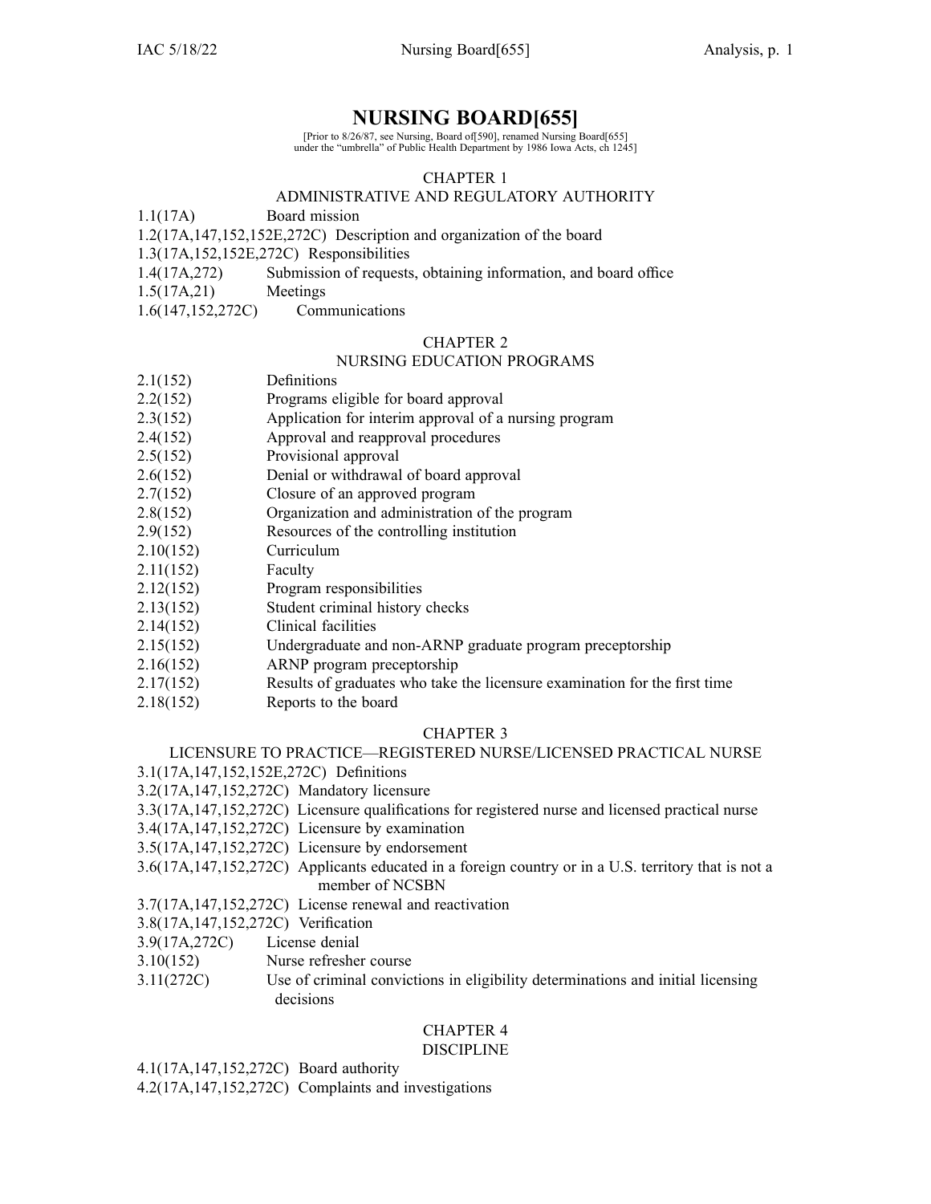# NURSING BOARD[655]

[Prior to 8/26/87, see Nursing, Board of[590], renamed Nursing Board[655] under the "umbrella" of Public Health Department by 1986 Iowa Acts, ch 1245]

## CHAPTER 1
## ADMINISTRATIVE AND REGULATORY AUTHORITY

1.1(17A) Board mission
1.2(17A,147,152,152E,272C) Description and organization of the board
1.3(17A,152,152E,272C) Responsibilities
1.4(17A,272) Submission of requests, obtaining information, and board office
1.5(17A,21) Meetings
1.6(147,152,272C) Communications

## CHAPTER 2
## NURSING EDUCATION PROGRAMS

2.1(152) Definitions
2.2(152) Programs eligible for board approval
2.3(152) Application for interim approval of a nursing program
2.4(152) Approval and reapproval procedures
2.5(152) Provisional approval
2.6(152) Denial or withdrawal of board approval
2.7(152) Closure of an approved program
2.8(152) Organization and administration of the program
2.9(152) Resources of the controlling institution
2.10(152) Curriculum
2.11(152) Faculty
2.12(152) Program responsibilities
2.13(152) Student criminal history checks
2.14(152) Clinical facilities
2.15(152) Undergraduate and non-ARNP graduate program preceptorship
2.16(152) ARNP program preceptorship
2.17(152) Results of graduates who take the licensure examination for the first time
2.18(152) Reports to the board

## CHAPTER 3
## LICENSURE TO PRACTICE—REGISTERED NURSE/LICENSED PRACTICAL NURSE

3.1(17A,147,152,152E,272C) Definitions
3.2(17A,147,152,272C) Mandatory licensure
3.3(17A,147,152,272C) Licensure qualifications for registered nurse and licensed practical nurse
3.4(17A,147,152,272C) Licensure by examination
3.5(17A,147,152,272C) Licensure by endorsement
3.6(17A,147,152,272C) Applicants educated in a foreign country or in a U.S. territory that is not a member of NCSBN
3.7(17A,147,152,272C) License renewal and reactivation
3.8(17A,147,152,272C) Verification
3.9(17A,272C) License denial
3.10(152) Nurse refresher course
3.11(272C) Use of criminal convictions in eligibility determinations and initial licensing decisions

## CHAPTER 4
## DISCIPLINE

4.1(17A,147,152,272C) Board authority
4.2(17A,147,152,272C) Complaints and investigations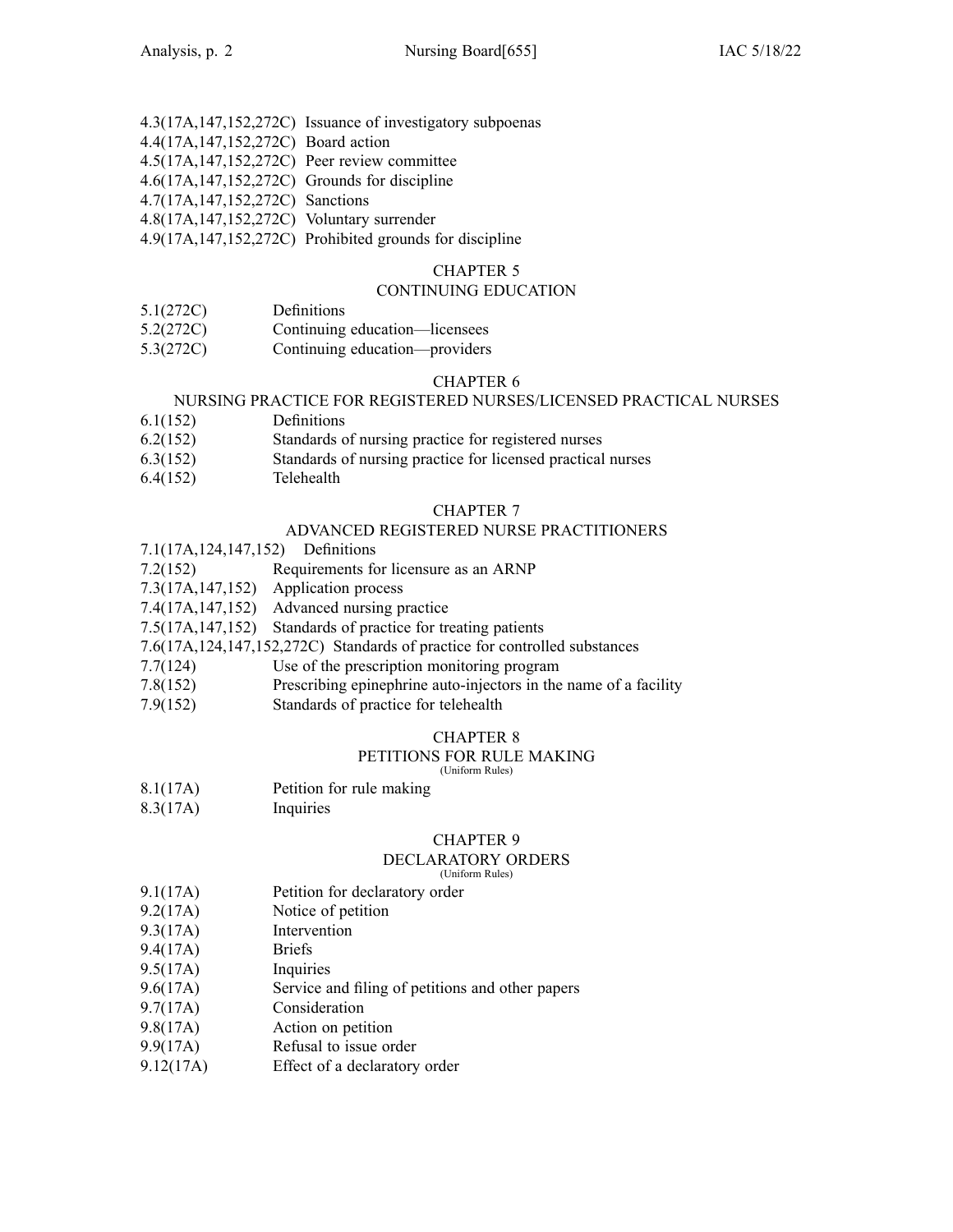4.3(17A,147,152,272C) Issuance of investigatory subpoenas
4.4(17A,147,152,272C) Board action
4.5(17A,147,152,272C) Peer review committee
4.6(17A,147,152,272C) Grounds for discipline
4.7(17A,147,152,272C) Sanctions
4.8(17A,147,152,272C) Voluntary surrender
4.9(17A,147,152,272C) Prohibited grounds for discipline

## CHAPTER 5
## CONTINUING EDUCATION

5.1(272C) Definitions
5.2(272C) Continuing education—licensees
5.3(272C) Continuing education—providers

## CHAPTER 6
## NURSING PRACTICE FOR REGISTERED NURSES/LICENSED PRACTICAL NURSES

6.1(152) Definitions
6.2(152) Standards of nursing practice for registered nurses
6.3(152) Standards of nursing practice for licensed practical nurses
6.4(152) Telehealth

## CHAPTER 7
## ADVANCED REGISTERED NURSE PRACTITIONERS

7.1(17A,124,147,152) Definitions
7.2(152) Requirements for licensure as an ARNP
7.3(17A,147,152) Application process
7.4(17A,147,152) Advanced nursing practice
7.5(17A,147,152) Standards of practice for treating patients
7.6(17A,124,147,152,272C) Standards of practice for controlled substances
7.7(124) Use of the prescription monitoring program
7.8(152) Prescribing epinephrine auto-injectors in the name of a facility
7.9(152) Standards of practice for telehealth

## CHAPTER 8
## PETITIONS FOR RULE MAKING
(Uniform Rules)

8.1(17A) Petition for rule making
8.3(17A) Inquiries

## CHAPTER 9
## DECLARATORY ORDERS
(Uniform Rules)

9.1(17A) Petition for declaratory order
9.2(17A) Notice of petition
9.3(17A) Intervention
9.4(17A) Briefs
9.5(17A) Inquiries
9.6(17A) Service and filing of petitions and other papers
9.7(17A) Consideration
9.8(17A) Action on petition
9.9(17A) Refusal to issue order
9.12(17A) Effect of a declaratory order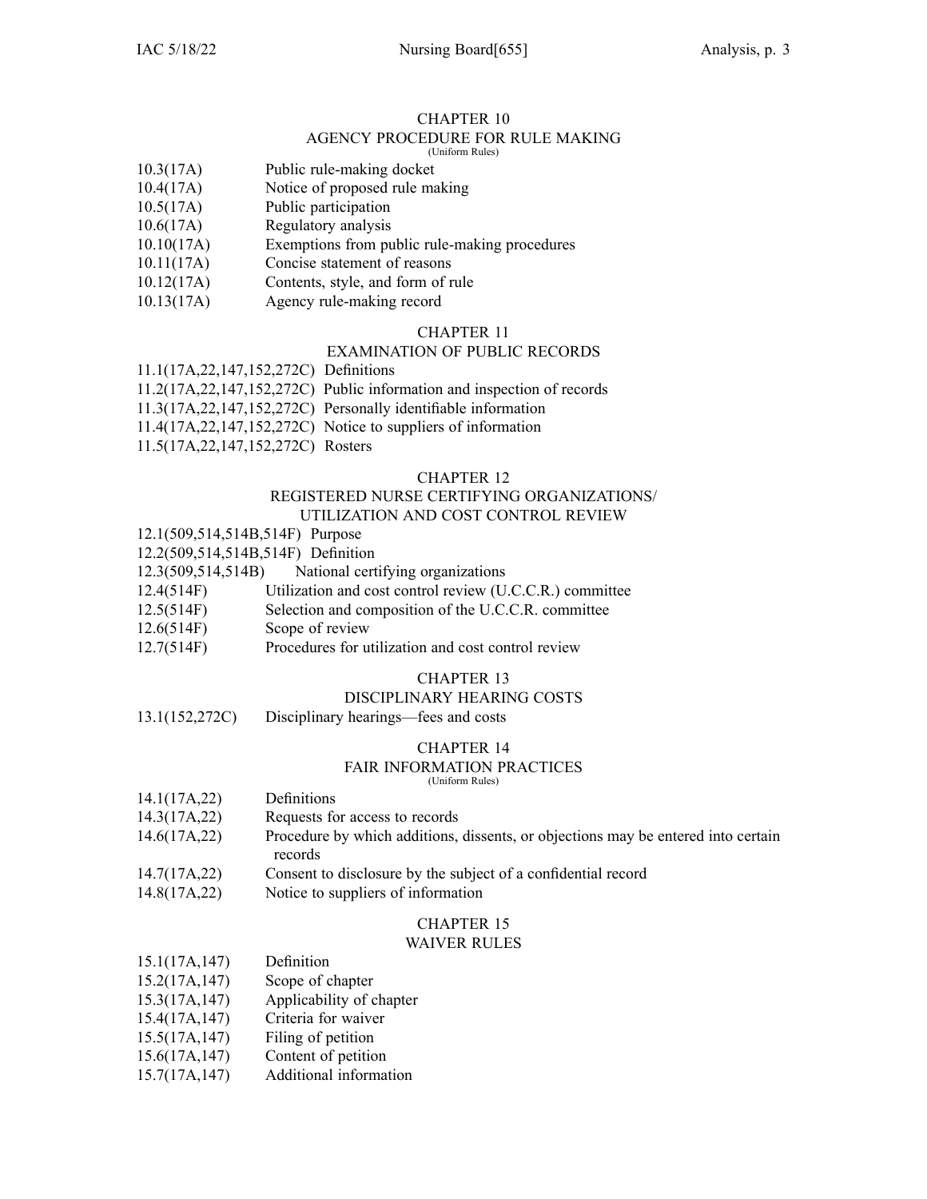## CHAPTER 10
### AGENCY PROCEDURE FOR RULE MAKING
(Uniform Rules)

| | |
|---|---|
| 10.3(17A) | Public rule-making docket |
| 10.4(17A) | Notice of proposed rule making |
| 10.5(17A) | Public participation |
| 10.6(17A) | Regulatory analysis |
| 10.10(17A) | Exemptions from public rule-making procedures |
| 10.11(17A) | Concise statement of reasons |
| 10.12(17A) | Contents, style, and form of rule |
| 10.13(17A) | Agency rule-making record |

## CHAPTER 11
### EXAMINATION OF PUBLIC RECORDS

| | |
|---|---|
| 11.1(17A,22,147,152,272C) | Definitions |
| 11.2(17A,22,147,152,272C) | Public information and inspection of records |
| 11.3(17A,22,147,152,272C) | Personally identifiable information |
| 11.4(17A,22,147,152,272C) | Notice to suppliers of information |
| 11.5(17A,22,147,152,272C) | Rosters |

## CHAPTER 12
### REGISTERED NURSE CERTIFYING ORGANIZATIONS/ UTILIZATION AND COST CONTROL REVIEW

| | |
|---|---|
| 12.1(509,514,514B,514F) | Purpose |
| 12.2(509,514,514B,514F) | Definition |
| 12.3(509,514,514B) | National certifying organizations |
| 12.4(514F) | Utilization and cost control review (U.C.C.R.) committee |
| 12.5(514F) | Selection and composition of the U.C.C.R. committee |
| 12.6(514F) | Scope of review |
| 12.7(514F) | Procedures for utilization and cost control review |

## CHAPTER 13
### DISCIPLINARY HEARING COSTS

| | |
|---|---|
| 13.1(152,272C) | Disciplinary hearings—fees and costs |

## CHAPTER 14
### FAIR INFORMATION PRACTICES
(Uniform Rules)

| | |
|---|---|
| 14.1(17A,22) | Definitions |
| 14.3(17A,22) | Requests for access to records |
| 14.6(17A,22) | Procedure by which additions, dissents, or objections may be entered into certain records |
| 14.7(17A,22) | Consent to disclosure by the subject of a confidential record |
| 14.8(17A,22) | Notice to suppliers of information |

## CHAPTER 15
### WAIVER RULES

| | |
|---|---|
| 15.1(17A,147) | Definition |
| 15.2(17A,147) | Scope of chapter |
| 15.3(17A,147) | Applicability of chapter |
| 15.4(17A,147) | Criteria for waiver |
| 15.5(17A,147) | Filing of petition |
| 15.6(17A,147) | Content of petition |
| 15.7(17A,147) | Additional information |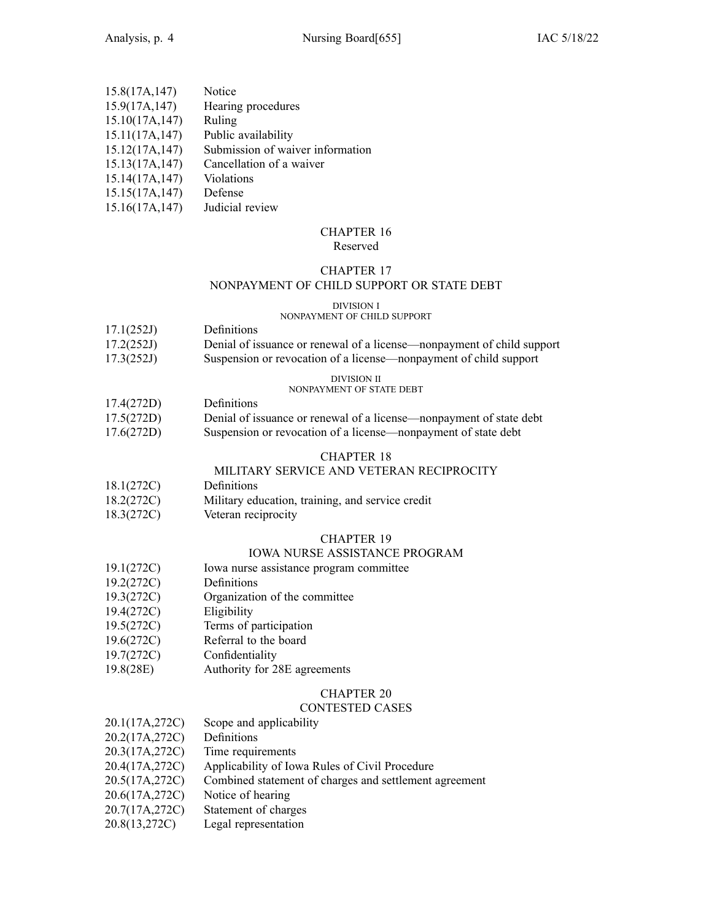15.8(17A,147) Notice
15.9(17A,147) Hearing procedures
15.10(17A,147) Ruling
15.11(17A,147) Public availability
15.12(17A,147) Submission of waiver information
15.13(17A,147) Cancellation of a waiver
15.14(17A,147) Violations
15.15(17A,147) Defense
15.16(17A,147) Judicial review

## CHAPTER 16
Reserved

## CHAPTER 17
## NONPAYMENT OF CHILD SUPPORT OR STATE DEBT

### DIVISION I
### NONPAYMENT OF CHILD SUPPORT

17.1(252J) Definitions
17.2(252J) Denial of issuance or renewal of a license—nonpayment of child support
17.3(252J) Suspension or revocation of a license—nonpayment of child support

### DIVISION II
### NONPAYMENT OF STATE DEBT

17.4(272D) Definitions
17.5(272D) Denial of issuance or renewal of a license—nonpayment of state debt
17.6(272D) Suspension or revocation of a license—nonpayment of state debt

## CHAPTER 18
## MILITARY SERVICE AND VETERAN RECIPROCITY

18.1(272C) Definitions
18.2(272C) Military education, training, and service credit
18.3(272C) Veteran reciprocity

## CHAPTER 19
## IOWA NURSE ASSISTANCE PROGRAM

19.1(272C) Iowa nurse assistance program committee
19.2(272C) Definitions
19.3(272C) Organization of the committee
19.4(272C) Eligibility
19.5(272C) Terms of participation
19.6(272C) Referral to the board
19.7(272C) Confidentiality
19.8(28E) Authority for 28E agreements

## CHAPTER 20
## CONTESTED CASES

20.1(17A,272C) Scope and applicability
20.2(17A,272C) Definitions
20.3(17A,272C) Time requirements
20.4(17A,272C) Applicability of Iowa Rules of Civil Procedure
20.5(17A,272C) Combined statement of charges and settlement agreement
20.6(17A,272C) Notice of hearing
20.7(17A,272C) Statement of charges
20.8(13,272C) Legal representation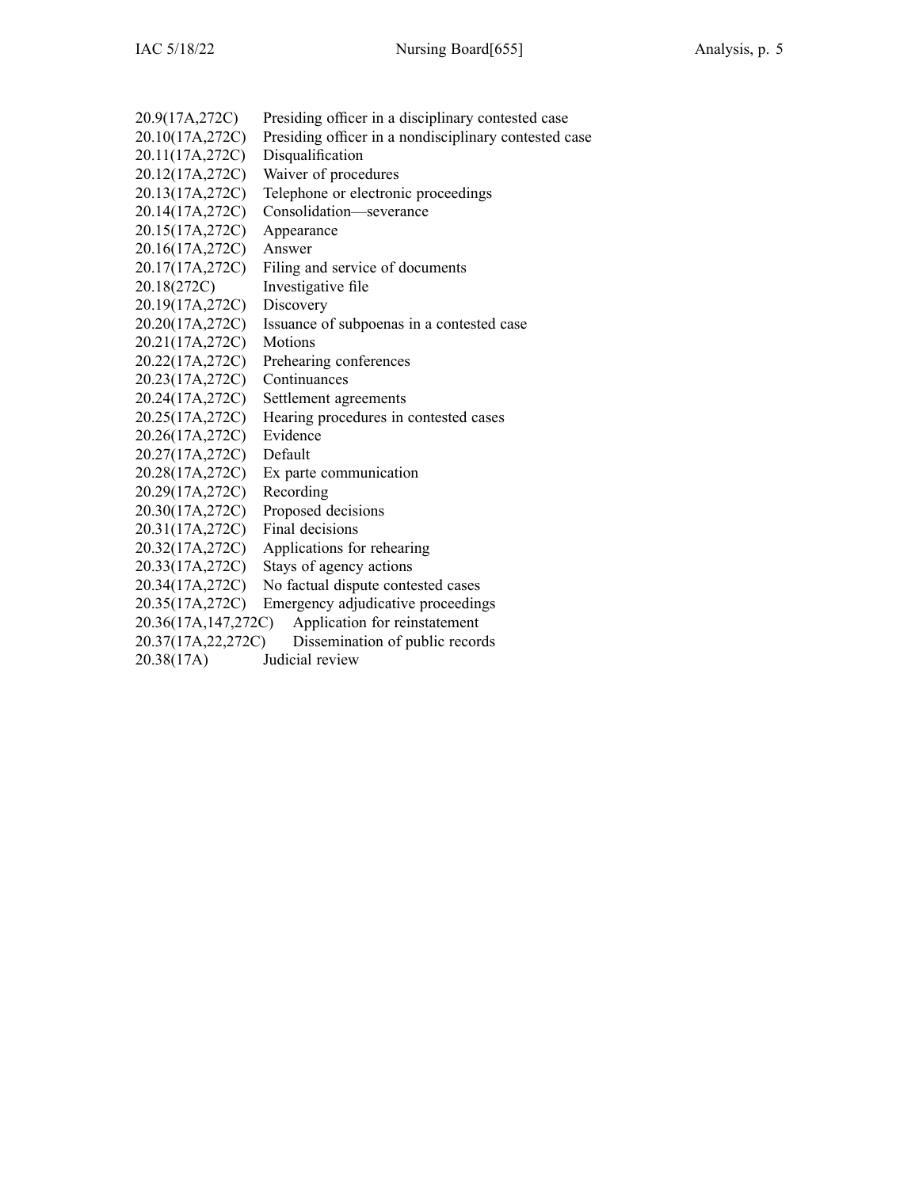20.9(17A,272C) Presiding officer in a disciplinary contested case
20.10(17A,272C) Presiding officer in a nondisciplinary contested case
20.11(17A,272C) Disqualification
20.12(17A,272C) Waiver of procedures
20.13(17A,272C) Telephone or electronic proceedings
20.14(17A,272C) Consolidation—severance
20.15(17A,272C) Appearance
20.16(17A,272C) Answer
20.17(17A,272C) Filing and service of documents
20.18(272C) Investigative file
20.19(17A,272C) Discovery
20.20(17A,272C) Issuance of subpoenas in a contested case
20.21(17A,272C) Motions
20.22(17A,272C) Prehearing conferences
20.23(17A,272C) Continuances
20.24(17A,272C) Settlement agreements
20.25(17A,272C) Hearing procedures in contested cases
20.26(17A,272C) Evidence
20.27(17A,272C) Default
20.28(17A,272C) Ex parte communication
20.29(17A,272C) Recording
20.30(17A,272C) Proposed decisions
20.31(17A,272C) Final decisions
20.32(17A,272C) Applications for rehearing
20.33(17A,272C) Stays of agency actions
20.34(17A,272C) No factual dispute contested cases
20.35(17A,272C) Emergency adjudicative proceedings
20.36(17A,147,272C) Application for reinstatement
20.37(17A,22,272C) Dissemination of public records
20.38(17A) Judicial review